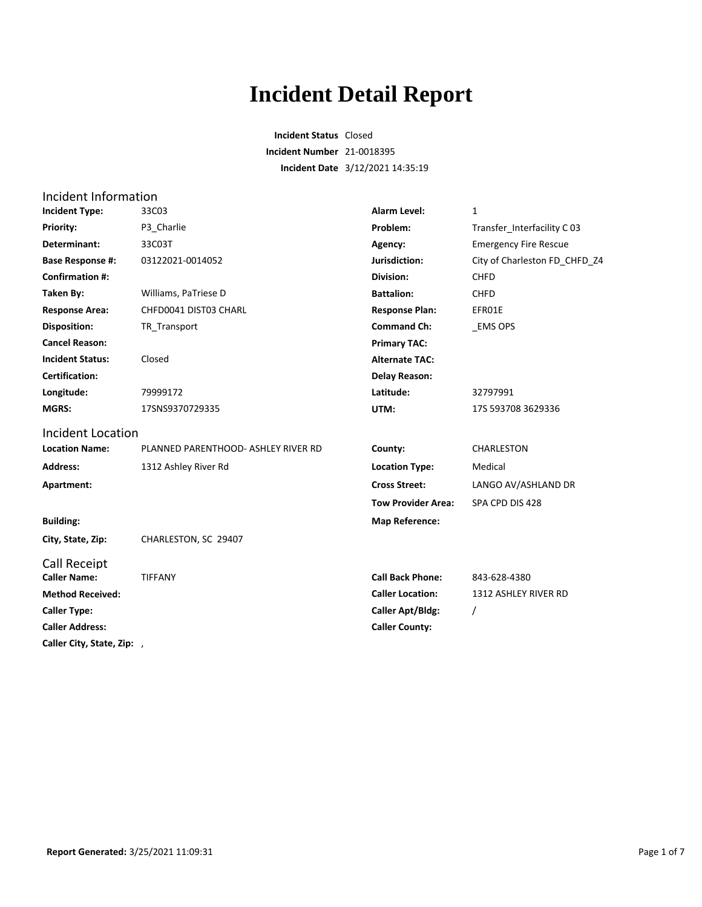# Incident Detail Report

**Incident Status** Closed
**Incident Number** 21-0018395
**Incident Date** 3/12/2021 14:35:19

## Incident Information

| | | | |
|---|---|---|---|
| **Incident Type:** | 33C03 | **Alarm Level:** | 1 |
| **Priority:** | P3_Charlie | **Problem:** | Transfer_Interfacility C 03 |
| **Determinant:** | 33C03T | **Agency:** | Emergency Fire Rescue |
| **Base Response #:** | 03122021-0014052 | **Jurisdiction:** | City of Charleston FD_CHFD_Z4 |
| **Confirmation #:** | | **Division:** | CHFD |
| **Taken By:** | Williams, PaTriese D | **Battalion:** | CHFD |
| **Response Area:** | CHFD0041 DIST03 CHARL | **Response Plan:** | EFR01E |
| **Disposition:** | TR_Transport | **Command Ch:** | _EMS OPS |
| **Cancel Reason:** | | **Primary TAC:** | |
| **Incident Status:** | Closed | **Alternate TAC:** | |
| **Certification:** | | **Delay Reason:** | |
| **Longitude:** | 79999172 | **Latitude:** | 32797991 |
| **MGRS:** | 17SNS9370729335 | **UTM:** | 17S 593708 3629336 |

## Incident Location

| | | | |
|---|---|---|---|
| **Location Name:** | PLANNED PARENTHOOD- ASHLEY RIVER RD | **County:** | CHARLESTON |
| **Address:** | 1312 Ashley River Rd | **Location Type:** | Medical |
| **Apartment:** | | **Cross Street:** | LANGO AV/ASHLAND DR |
| | | **Tow Provider Area:** | SPA CPD DIS 428 |
| **Building:** | | **Map Reference:** | |
| **City, State, Zip:** | CHARLESTON, SC 29407 | | |

## Call Receipt

| | | | |
|---|---|---|---|
| **Caller Name:** | TIFFANY | **Call Back Phone:** | 843-628-4380 |
| **Method Received:** | | **Caller Location:** | 1312 ASHLEY RIVER RD |
| **Caller Type:** | | **Caller Apt/Bldg:** | / |
| **Caller Address:** | | **Caller County:** | |
| **Caller City, State, Zip:** | , | | |

**Report Generated:** 3/25/2021 11:09:31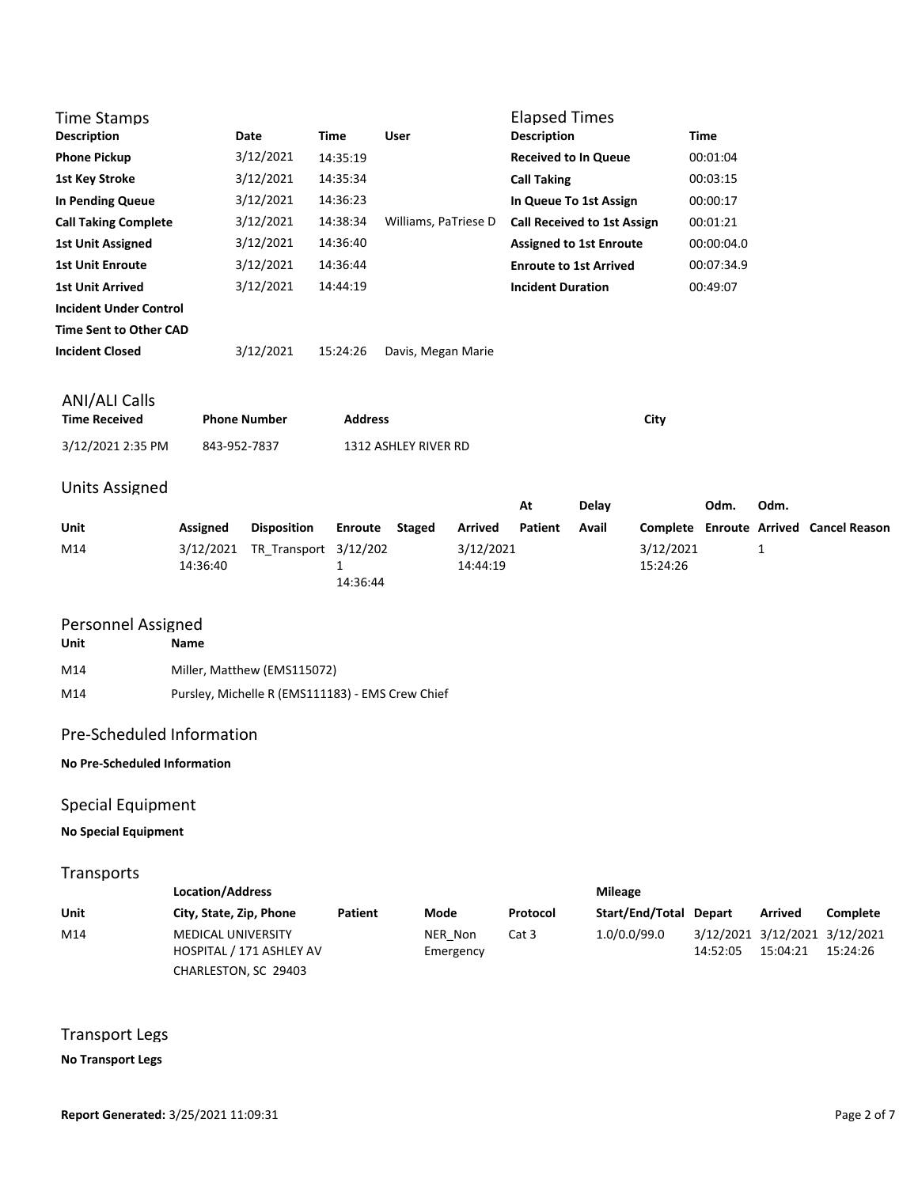## Time Stamps

| Description | Date | Time | User |
|---|---|---|---|
| **Phone Pickup** | 3/12/2021 | 14:35:19 | |
| **1st Key Stroke** | 3/12/2021 | 14:35:34 | |
| **In Pending Queue** | 3/12/2021 | 14:36:23 | |
| **Call Taking Complete** | 3/12/2021 | 14:38:34 | Williams, PaTriese D |
| **1st Unit Assigned** | 3/12/2021 | 14:36:40 | |
| **1st Unit Enroute** | 3/12/2021 | 14:36:44 | |
| **1st Unit Arrived** | 3/12/2021 | 14:44:19 | |
| **Incident Under Control** | | | |
| **Time Sent to Other CAD** | | | |
| **Incident Closed** | 3/12/2021 | 15:24:26 | Davis, Megan Marie |

## Elapsed Times

| Description | Time |
|---|---|
| **Received to In Queue** | 00:01:04 |
| **Call Taking** | 00:03:15 |
| **In Queue To 1st Assign** | 00:00:17 |
| **Call Received to 1st Assign** | 00:01:21 |
| **Assigned to 1st Enroute** | 00:00:04.0 |
| **Enroute to 1st Arrived** | 00:07:34.9 |
| **Incident Duration** | 00:49:07 |

## ANI/ALI Calls

| Time Received | Phone Number | Address | City |
|---|---|---|---|
| 3/12/2021 2:35 PM | 843-952-7837 | 1312 ASHLEY RIVER RD | |

## Units Assigned

| Unit | Assigned | Disposition | Enroute | Staged | Arrived | At Patient | Delay Avail | Complete | Odm. Enroute | Odm. Arrived | Cancel Reason |
|---|---|---|---|---|---|---|---|---|---|---|---|
| M14 | 3/12/2021 14:36:40 | TR_Transport | 3/12/2021 14:36:44 | | 3/12/2021 14:44:19 | | | 3/12/2021 15:24:26 | | 1 | |

## Personnel Assigned

| Unit | Name |
|---|---|
| M14 | Miller, Matthew (EMS115072) |
| M14 | Pursley, Michelle R (EMS111183) - EMS Crew Chief |

## Pre-Scheduled Information

**No Pre-Scheduled Information**

## Special Equipment

**No Special Equipment**

## Transports

| Unit | Location/Address City, State, Zip, Phone | Patient | Mode | Protocol | Mileage Start/End/Total | Depart | Arrived | Complete |
|---|---|---|---|---|---|---|---|---|
| M14 | MEDICAL UNIVERSITY HOSPITAL / 171 ASHLEY AV CHARLESTON, SC 29403 | | NER_Non Emergency | Cat 3 | 1.0/0.0/99.0 | 3/12/2021 14:52:05 | 3/12/2021 15:04:21 | 3/12/2021 15:24:26 |

## Transport Legs

**No Transport Legs**

**Report Generated:** 3/25/2021 11:09:31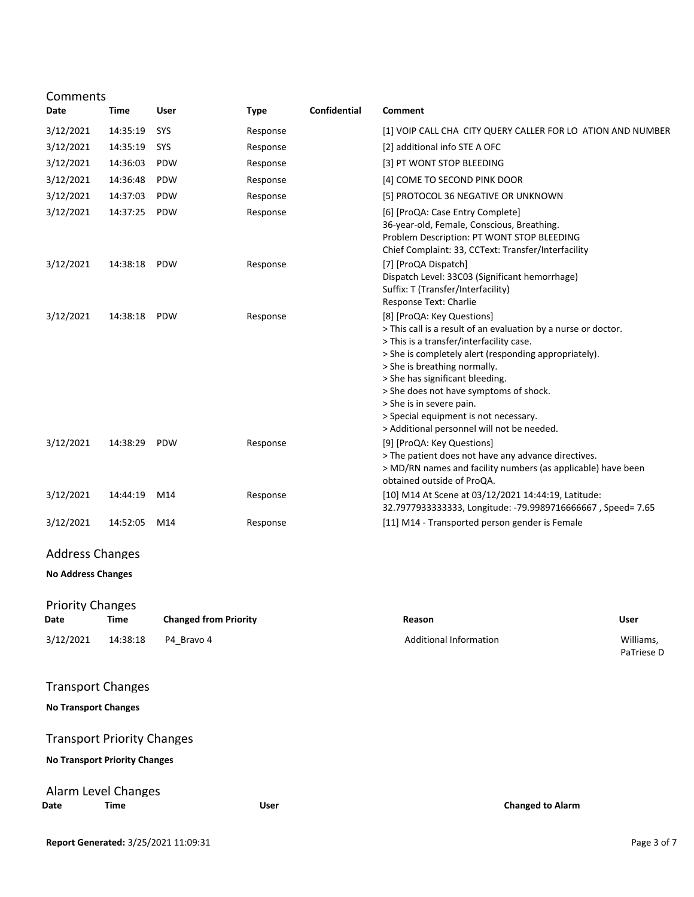## Comments

| Date | Time | User | Type | Confidential | Comment |
|---|---|---|---|---|---|
| 3/12/2021 | 14:35:19 | SYS | Response | | [1] VOIP CALL CHA CITY QUERY CALLER FOR LO ATION AND NUMBER |
| 3/12/2021 | 14:35:19 | SYS | Response | | [2] additional info STE A OFC |
| 3/12/2021 | 14:36:03 | PDW | Response | | [3] PT WONT STOP BLEEDING |
| 3/12/2021 | 14:36:48 | PDW | Response | | [4] COME TO SECOND PINK DOOR |
| 3/12/2021 | 14:37:03 | PDW | Response | | [5] PROTOCOL 36 NEGATIVE OR UNKNOWN |
| 3/12/2021 | 14:37:25 | PDW | Response | | [6] [ProQA: Case Entry Complete] 36-year-old, Female, Conscious, Breathing. Problem Description: PT WONT STOP BLEEDING Chief Complaint: 33, CCText: Transfer/Interfacility |
| 3/12/2021 | 14:38:18 | PDW | Response | | [7] [ProQA Dispatch] Dispatch Level: 33C03 (Significant hemorrhage) Suffix: T (Transfer/Interfacility) Response Text: Charlie |
| 3/12/2021 | 14:38:18 | PDW | Response | | [8] [ProQA: Key Questions] > This call is a result of an evaluation by a nurse or doctor. > This is a transfer/interfacility case. > She is completely alert (responding appropriately). > She is breathing normally. > She has significant bleeding. > She does not have symptoms of shock. > She is in severe pain. > Special equipment is not necessary. > Additional personnel will not be needed. |
| 3/12/2021 | 14:38:29 | PDW | Response | | [9] [ProQA: Key Questions] > The patient does not have any advance directives. > MD/RN names and facility numbers (as applicable) have been obtained outside of ProQA. |
| 3/12/2021 | 14:44:19 | M14 | Response | | [10] M14 At Scene at 03/12/2021 14:44:19, Latitude: 32.7977933333333, Longitude: -79.9989716666667 , Speed= 7.65 |
| 3/12/2021 | 14:52:05 | M14 | Response | | [11] M14 - Transported person gender is Female |

## Address Changes

**No Address Changes**

## Priority Changes

| Date | Time | Changed from Priority | Reason | User |
|---|---|---|---|---|
| 3/12/2021 | 14:38:18 | P4_Bravo 4 | Additional Information | Williams, PaTriese D |

## Transport Changes

**No Transport Changes**

## Transport Priority Changes

**No Transport Priority Changes**

## Alarm Level Changes

| Date | Time | User | Changed to Alarm |
|---|---|---|---|

**Report Generated:** 3/25/2021 11:09:31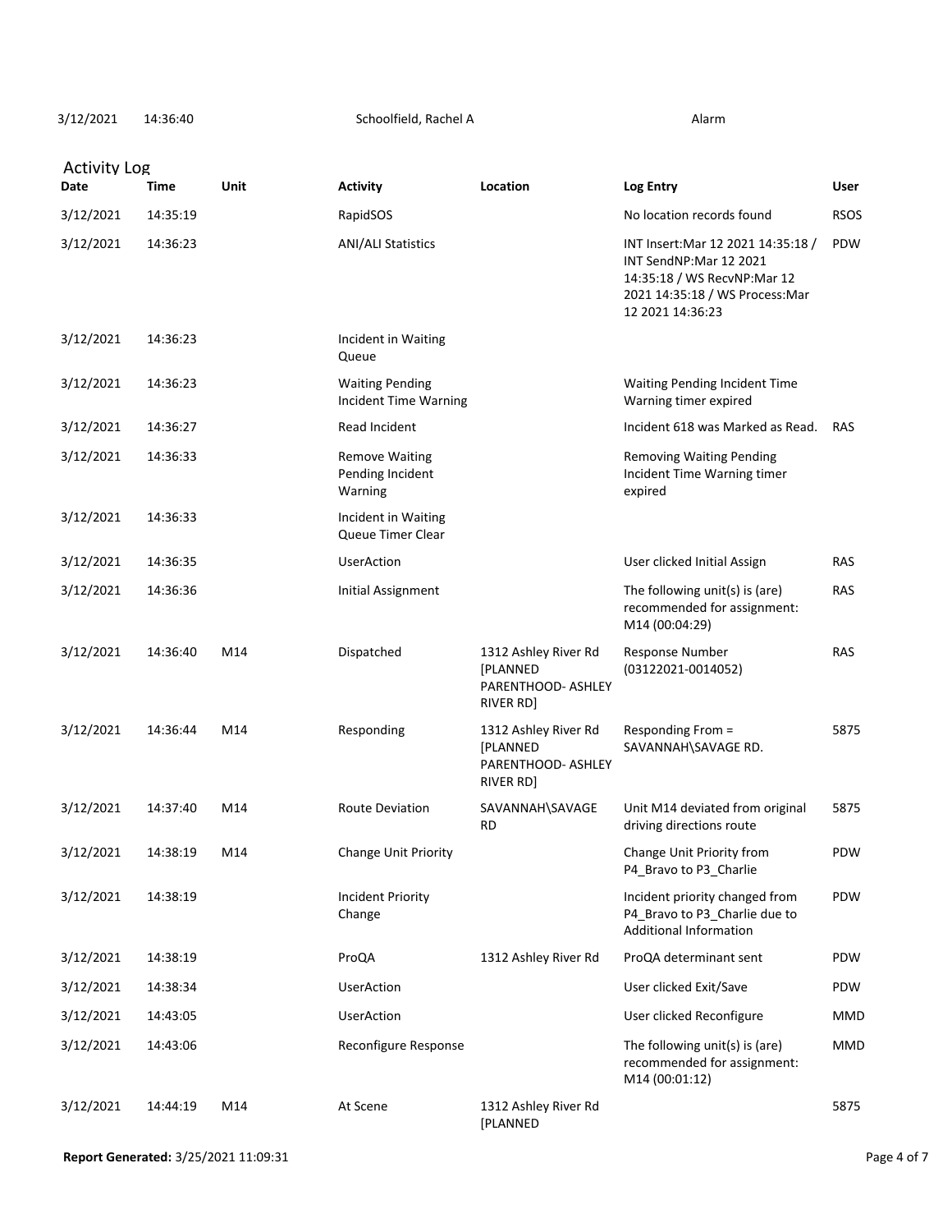| 3/12/2021 | 14:36:40 | Schoolfield, Rachel A | Alarm |
|---|---|---|---|

## Activity Log

| Date | Time | Unit | Activity | Location | Log Entry | User |
|---|---|---|---|---|---|---|
| 3/12/2021 | 14:35:19 | | RapidSOS | | No location records found | RSOS |
| 3/12/2021 | 14:36:23 | | ANI/ALI Statistics | | INT Insert:Mar 12 2021 14:35:18 / INT SendNP:Mar 12 2021 14:35:18 / WS RecvNP:Mar 12 2021 14:35:18 / WS Process:Mar 12 2021 14:36:23 | PDW |
| 3/12/2021 | 14:36:23 | | Incident in Waiting Queue | | | |
| 3/12/2021 | 14:36:23 | | Waiting Pending Incident Time Warning | | Waiting Pending Incident Time Warning timer expired | |
| 3/12/2021 | 14:36:27 | | Read Incident | | Incident 618 was Marked as Read. | RAS |
| 3/12/2021 | 14:36:33 | | Remove Waiting Pending Incident Warning | | Removing Waiting Pending Incident Time Warning timer expired | |
| 3/12/2021 | 14:36:33 | | Incident in Waiting Queue Timer Clear | | | |
| 3/12/2021 | 14:36:35 | | UserAction | | User clicked Initial Assign | RAS |
| 3/12/2021 | 14:36:36 | | Initial Assignment | | The following unit(s) is (are) recommended for assignment: M14 (00:04:29) | RAS |
| 3/12/2021 | 14:36:40 | M14 | Dispatched | 1312 Ashley River Rd [PLANNED PARENTHOOD- ASHLEY RIVER RD] | Response Number (03122021-0014052) | RAS |
| 3/12/2021 | 14:36:44 | M14 | Responding | 1312 Ashley River Rd [PLANNED PARENTHOOD- ASHLEY RIVER RD] | Responding From = SAVANNAH\SAVAGE RD. | 5875 |
| 3/12/2021 | 14:37:40 | M14 | Route Deviation | SAVANNAH\SAVAGE RD | Unit M14 deviated from original driving directions route | 5875 |
| 3/12/2021 | 14:38:19 | M14 | Change Unit Priority | | Change Unit Priority from P4_Bravo to P3_Charlie | PDW |
| 3/12/2021 | 14:38:19 | | Incident Priority Change | | Incident priority changed from P4_Bravo to P3_Charlie due to Additional Information | PDW |
| 3/12/2021 | 14:38:19 | | ProQA | 1312 Ashley River Rd | ProQA determinant sent | PDW |
| 3/12/2021 | 14:38:34 | | UserAction | | User clicked Exit/Save | PDW |
| 3/12/2021 | 14:43:05 | | UserAction | | User clicked Reconfigure | MMD |
| 3/12/2021 | 14:43:06 | | Reconfigure Response | | The following unit(s) is (are) recommended for assignment: M14 (00:01:12) | MMD |
| 3/12/2021 | 14:44:19 | M14 | At Scene | 1312 Ashley River Rd [PLANNED | | 5875 |

**Report Generated:** 3/25/2021 11:09:31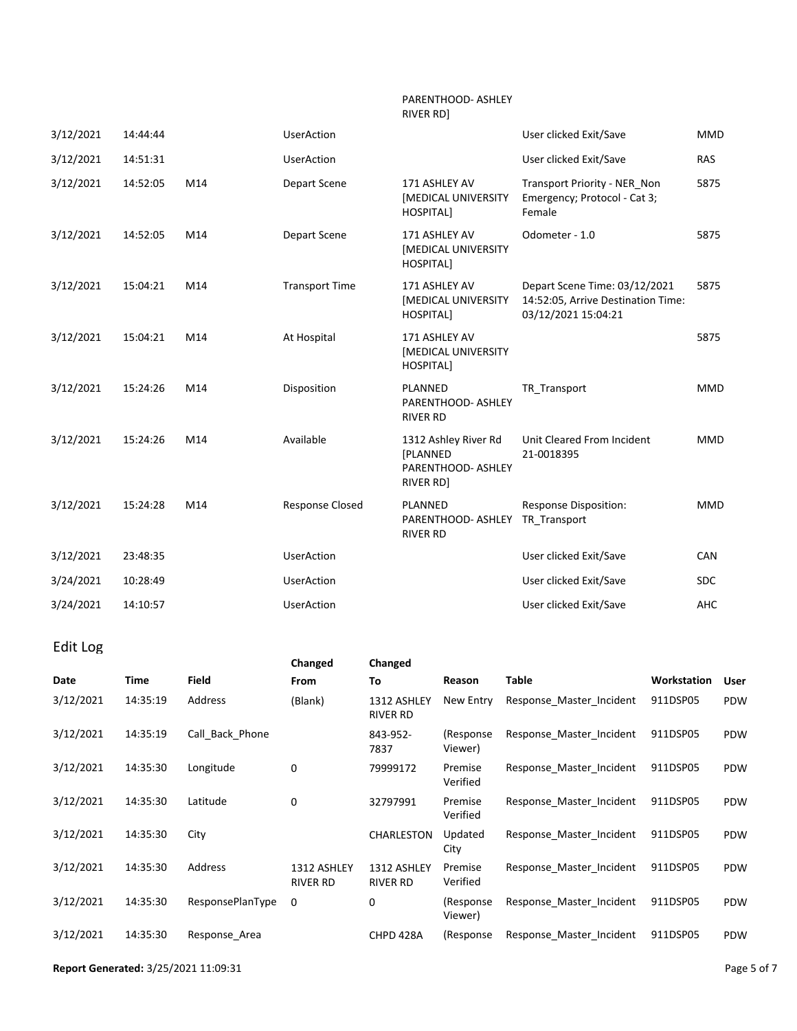| | | | | PARENTHOOD- ASHLEY RIVER RD] | | |
|---|---|---|---|---|---|---|
| 3/12/2021 | 14:44:44 | | UserAction | | User clicked Exit/Save | MMD |
| 3/12/2021 | 14:51:31 | | UserAction | | User clicked Exit/Save | RAS |
| 3/12/2021 | 14:52:05 | M14 | Depart Scene | 171 ASHLEY AV [MEDICAL UNIVERSITY HOSPITAL] | Transport Priority - NER_Non Emergency; Protocol - Cat 3; Female | 5875 |
| 3/12/2021 | 14:52:05 | M14 | Depart Scene | 171 ASHLEY AV [MEDICAL UNIVERSITY HOSPITAL] | Odometer - 1.0 | 5875 |
| 3/12/2021 | 15:04:21 | M14 | Transport Time | 171 ASHLEY AV [MEDICAL UNIVERSITY HOSPITAL] | Depart Scene Time: 03/12/2021 14:52:05, Arrive Destination Time: 03/12/2021 15:04:21 | 5875 |
| 3/12/2021 | 15:04:21 | M14 | At Hospital | 171 ASHLEY AV [MEDICAL UNIVERSITY HOSPITAL] | | 5875 |
| 3/12/2021 | 15:24:26 | M14 | Disposition | PLANNED PARENTHOOD- ASHLEY RIVER RD | TR_Transport | MMD |
| 3/12/2021 | 15:24:26 | M14 | Available | 1312 Ashley River Rd [PLANNED PARENTHOOD- ASHLEY RIVER RD] | Unit Cleared From Incident 21-0018395 | MMD |
| 3/12/2021 | 15:24:28 | M14 | Response Closed | PLANNED PARENTHOOD- ASHLEY RIVER RD | Response Disposition: TR_Transport | MMD |
| 3/12/2021 | 23:48:35 | | UserAction | | User clicked Exit/Save | CAN |
| 3/24/2021 | 10:28:49 | | UserAction | | User clicked Exit/Save | SDC |
| 3/24/2021 | 14:10:57 | | UserAction | | User clicked Exit/Save | AHC |

## Edit Log

| Date | Time | Field | Changed From | Changed To | Reason | Table | Workstation | User |
|---|---|---|---|---|---|---|---|---|
| 3/12/2021 | 14:35:19 | Address | (Blank) | 1312 ASHLEY RIVER RD | New Entry | Response_Master_Incident | 911DSP05 | PDW |
| 3/12/2021 | 14:35:19 | Call_Back_Phone | | 843-952-7837 | (Response Viewer) | Response_Master_Incident | 911DSP05 | PDW |
| 3/12/2021 | 14:35:30 | Longitude | 0 | 79999172 | Premise Verified | Response_Master_Incident | 911DSP05 | PDW |
| 3/12/2021 | 14:35:30 | Latitude | 0 | 32797991 | Premise Verified | Response_Master_Incident | 911DSP05 | PDW |
| 3/12/2021 | 14:35:30 | City | | CHARLESTON | Updated City | Response_Master_Incident | 911DSP05 | PDW |
| 3/12/2021 | 14:35:30 | Address | 1312 ASHLEY RIVER RD | 1312 ASHLEY RIVER RD | Premise Verified | Response_Master_Incident | 911DSP05 | PDW |
| 3/12/2021 | 14:35:30 | ResponsePlanType | 0 | 0 | (Response Viewer) | Response_Master_Incident | 911DSP05 | PDW |
| 3/12/2021 | 14:35:30 | Response_Area | | CHPD 428A | (Response | Response_Master_Incident | 911DSP05 | PDW |

**Report Generated:** 3/25/2021 11:09:31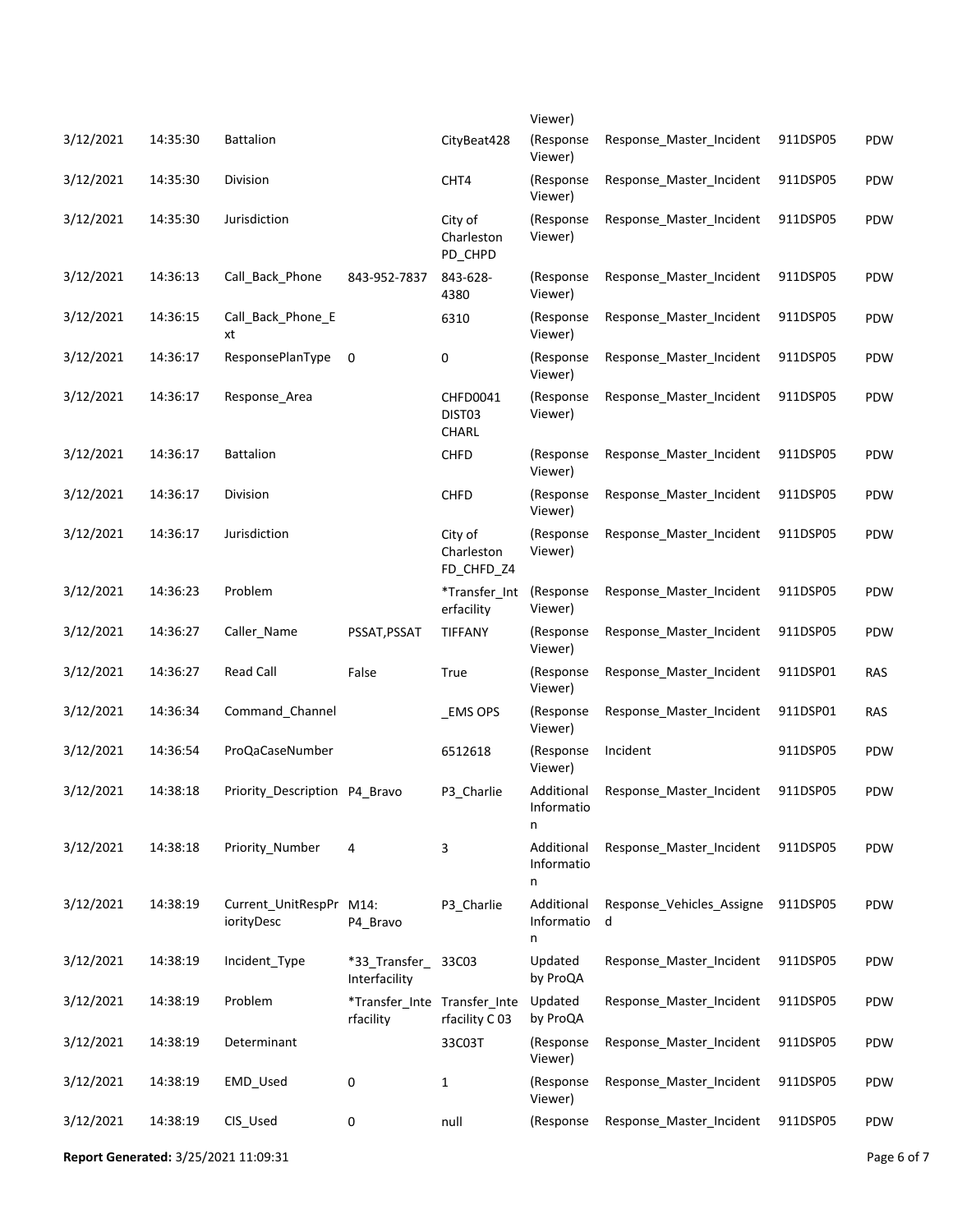| | | | | | Viewer) | | | |
|---|---|---|---|---|---|---|---|---|
| 3/12/2021 | 14:35:30 | Battalion | | CityBeat428 | (Response Viewer) | Response_Master_Incident | 911DSP05 | PDW |
| 3/12/2021 | 14:35:30 | Division | | CHT4 | (Response Viewer) | Response_Master_Incident | 911DSP05 | PDW |
| 3/12/2021 | 14:35:30 | Jurisdiction | | City of Charleston PD_CHPD | (Response Viewer) | Response_Master_Incident | 911DSP05 | PDW |
| 3/12/2021 | 14:36:13 | Call_Back_Phone | 843-952-7837 | 843-628-4380 | (Response Viewer) | Response_Master_Incident | 911DSP05 | PDW |
| 3/12/2021 | 14:36:15 | Call_Back_Phone_Ext | | 6310 | (Response Viewer) | Response_Master_Incident | 911DSP05 | PDW |
| 3/12/2021 | 14:36:17 | ResponsePlanType | 0 | 0 | (Response Viewer) | Response_Master_Incident | 911DSP05 | PDW |
| 3/12/2021 | 14:36:17 | Response_Area | | CHFD0041 DIST03 CHARL | (Response Viewer) | Response_Master_Incident | 911DSP05 | PDW |
| 3/12/2021 | 14:36:17 | Battalion | | CHFD | (Response Viewer) | Response_Master_Incident | 911DSP05 | PDW |
| 3/12/2021 | 14:36:17 | Division | | CHFD | (Response Viewer) | Response_Master_Incident | 911DSP05 | PDW |
| 3/12/2021 | 14:36:17 | Jurisdiction | | City of Charleston FD_CHFD_Z4 | (Response Viewer) | Response_Master_Incident | 911DSP05 | PDW |
| 3/12/2021 | 14:36:23 | Problem | | *Transfer_Interfacility | (Response Viewer) | Response_Master_Incident | 911DSP05 | PDW |
| 3/12/2021 | 14:36:27 | Caller_Name | PSSAT,PSSAT | TIFFANY | (Response Viewer) | Response_Master_Incident | 911DSP05 | PDW |
| 3/12/2021 | 14:36:27 | Read Call | False | True | (Response Viewer) | Response_Master_Incident | 911DSP01 | RAS |
| 3/12/2021 | 14:36:34 | Command_Channel | | _EMS OPS | (Response Viewer) | Response_Master_Incident | 911DSP01 | RAS |
| 3/12/2021 | 14:36:54 | ProQaCaseNumber | | 6512618 | (Response Viewer) | Incident | 911DSP05 | PDW |
| 3/12/2021 | 14:38:18 | Priority_Description | P4_Bravo | P3_Charlie | Additional Information | Response_Master_Incident | 911DSP05 | PDW |
| 3/12/2021 | 14:38:18 | Priority_Number | 4 | 3 | Additional Information | Response_Master_Incident | 911DSP05 | PDW |
| 3/12/2021 | 14:38:19 | Current_UnitRespPriorityDesc | M14: P4_Bravo | P3_Charlie | Additional Information | Response_Vehicles_Assigned | 911DSP05 | PDW |
| 3/12/2021 | 14:38:19 | Incident_Type | *33_Transfer_Interfacility | 33C03 | Updated by ProQA | Response_Master_Incident | 911DSP05 | PDW |
| 3/12/2021 | 14:38:19 | Problem | *Transfer_Interfacility | Transfer_Interfacility C 03 | Updated by ProQA | Response_Master_Incident | 911DSP05 | PDW |
| 3/12/2021 | 14:38:19 | Determinant | | 33C03T | (Response Viewer) | Response_Master_Incident | 911DSP05 | PDW |
| 3/12/2021 | 14:38:19 | EMD_Used | 0 | 1 | (Response Viewer) | Response_Master_Incident | 911DSP05 | PDW |
| 3/12/2021 | 14:38:19 | CIS_Used | 0 | null | (Response | Response_Master_Incident | 911DSP05 | PDW |

**Report Generated:** 3/25/2021 11:09:31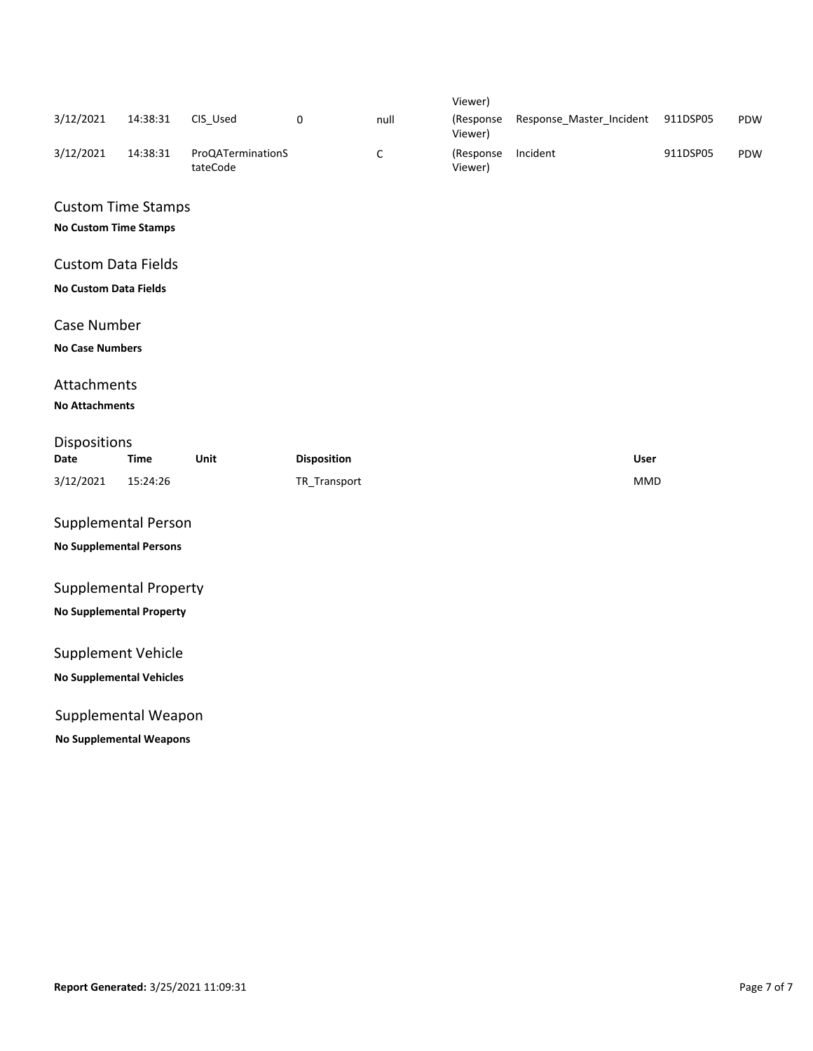| | | | | | | | | |
|---|---|---|---|---|---|---|---|---|
| | | | | | Viewer) | | | |
| 3/12/2021 | 14:38:31 | CIS_Used | 0 | null | (Response Viewer) | Response_Master_Incident | 911DSP05 | PDW |
| 3/12/2021 | 14:38:31 | ProQATerminationStateCode | | C | (Response Viewer) | Incident | 911DSP05 | PDW |

## Custom Time Stamps

**No Custom Time Stamps**

## Custom Data Fields

**No Custom Data Fields**

## Case Number

**No Case Numbers**

## Attachments

**No Attachments**

## Dispositions

| Date | Time | Unit | Disposition | User |
|---|---|---|---|---|
| 3/12/2021 | 15:24:26 | | TR_Transport | MMD |

## Supplemental Person

**No Supplemental Persons**

## Supplemental Property

**No Supplemental Property**

## Supplement Vehicle

**No Supplemental Vehicles**

## Supplemental Weapon

**No Supplemental Weapons**

**Report Generated:** 3/25/2021 11:09:31